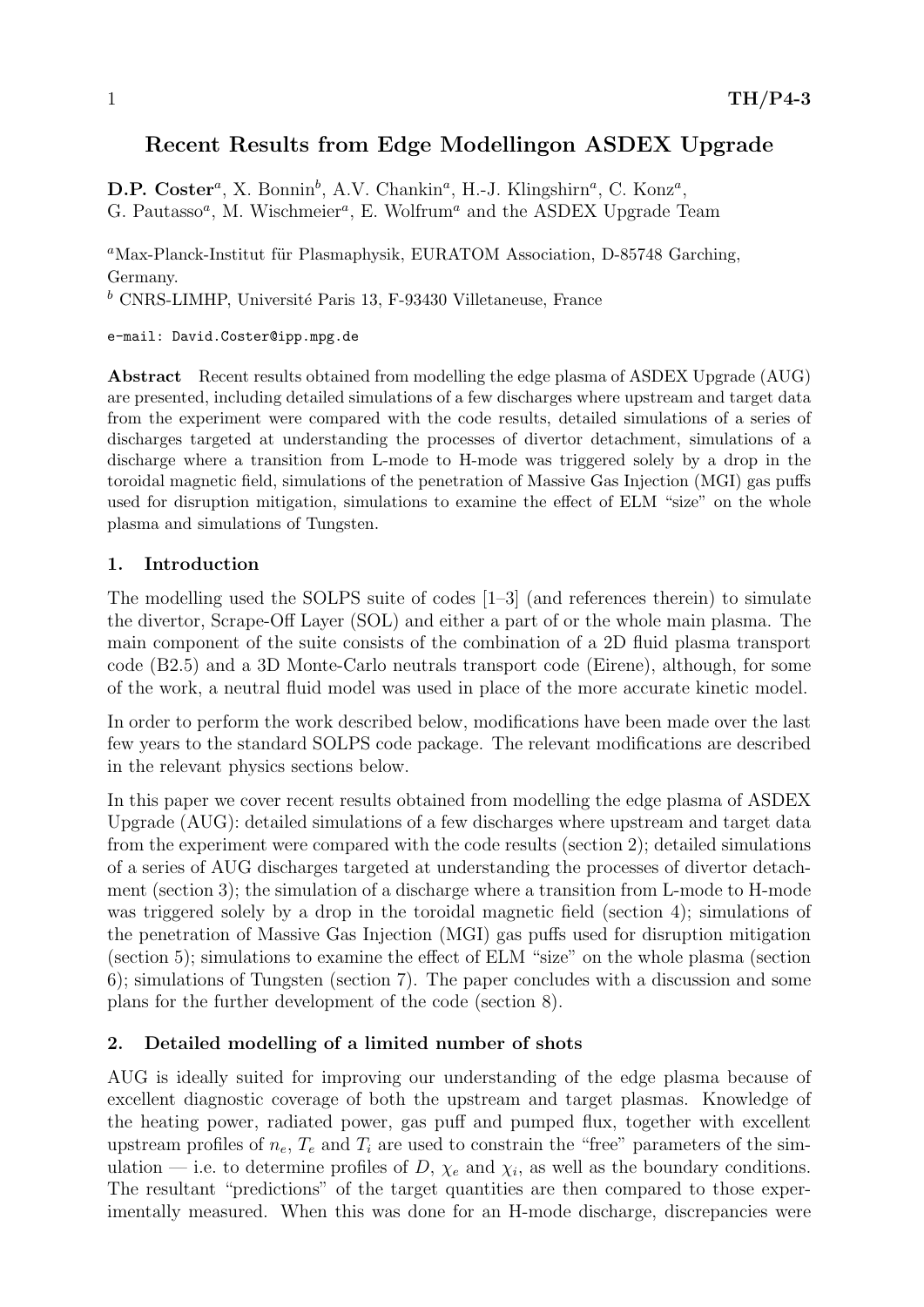# Recent Results from Edge Modellingon ASDEX Upgrade

**D.P. Coster**[a], X. Bonnin[b], A.V. Chankin[a], H.-J. Klingshirn[a], C. Konz[a], G. Pautasso[a], M. Wischmeier[a], E. Wolfrum[a] and the ASDEX Upgrade Team

[a]Max-Planck-Institut für Plasmaphysik, EURATOM Association, D-85748 Garching, Germany.

[b] CNRS-LIMHP, Université Paris 13, F-93430 Villetaneuse, France

e-mail: David.Coster@ipp.mpg.de

**Abstract** Recent results obtained from modelling the edge plasma of ASDEX Upgrade (AUG) are presented, including detailed simulations of a few discharges where upstream and target data from the experiment were compared with the code results, detailed simulations of a series of discharges targeted at understanding the processes of divertor detachment, simulations of a discharge where a transition from L-mode to H-mode was triggered solely by a drop in the toroidal magnetic field, simulations of the penetration of Massive Gas Injection (MGI) gas puffs used for disruption mitigation, simulations to examine the effect of ELM "size" on the whole plasma and simulations of Tungsten.

## 1. Introduction

The modelling used the SOLPS suite of codes [1–3] (and references therein) to simulate the divertor, Scrape-Off Layer (SOL) and either a part of or the whole main plasma. The main component of the suite consists of the combination of a 2D fluid plasma transport code (B2.5) and a 3D Monte-Carlo neutrals transport code (Eirene), although, for some of the work, a neutral fluid model was used in place of the more accurate kinetic model.

In order to perform the work described below, modifications have been made over the last few years to the standard SOLPS code package. The relevant modifications are described in the relevant physics sections below.

In this paper we cover recent results obtained from modelling the edge plasma of ASDEX Upgrade (AUG): detailed simulations of a few discharges where upstream and target data from the experiment were compared with the code results (section 2); detailed simulations of a series of AUG discharges targeted at understanding the processes of divertor detachment (section 3); the simulation of a discharge where a transition from L-mode to H-mode was triggered solely by a drop in the toroidal magnetic field (section 4); simulations of the penetration of Massive Gas Injection (MGI) gas puffs used for disruption mitigation (section 5); simulations to examine the effect of ELM "size" on the whole plasma (section 6); simulations of Tungsten (section 7). The paper concludes with a discussion and some plans for the further development of the code (section 8).

## 2. Detailed modelling of a limited number of shots

AUG is ideally suited for improving our understanding of the edge plasma because of excellent diagnostic coverage of both the upstream and target plasmas. Knowledge of the heating power, radiated power, gas puff and pumped flux, together with excellent upstream profiles of $n_e$, $T_e$ and $T_i$ are used to constrain the "free" parameters of the simulation — i.e. to determine profiles of $D$, $\chi_e$ and $\chi_i$, as well as the boundary conditions. The resultant "predictions" of the target quantities are then compared to those experimentally measured. When this was done for an H-mode discharge, discrepancies were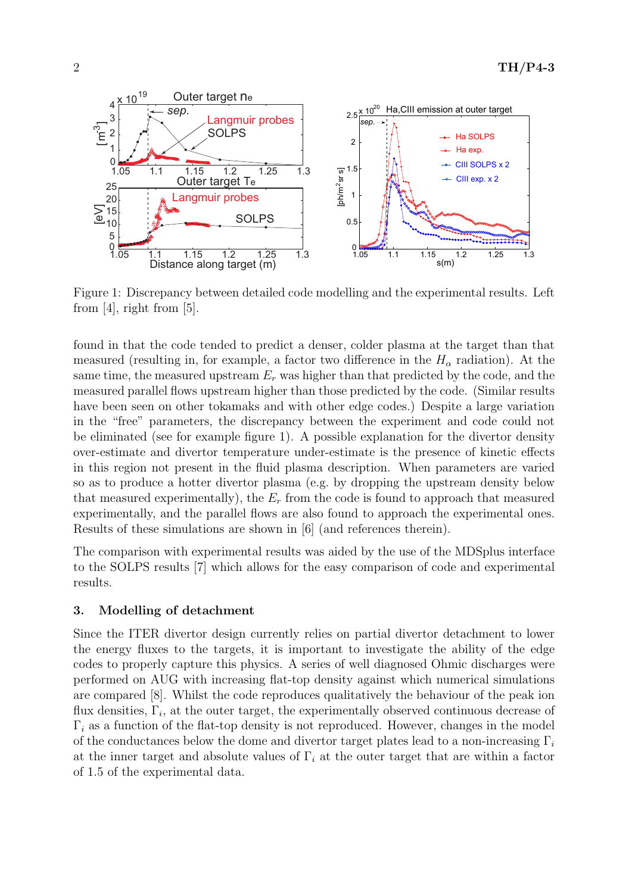Figure 1: Discrepancy between detailed code modelling and the experimental results. Left from [4], right from [5].

found in that the code tended to predict a denser, colder plasma at the target than that measured (resulting in, for example, a factor two difference in the $H_\alpha$ radiation). At the same time, the measured upstream $E_r$ was higher than that predicted by the code, and the measured parallel flows upstream higher than those predicted by the code. (Similar results have been seen on other tokamaks and with other edge codes.) Despite a large variation in the "free" parameters, the discrepancy between the experiment and code could not be eliminated (see for example figure 1). A possible explanation for the divertor density over-estimate and divertor temperature under-estimate is the presence of kinetic effects in this region not present in the fluid plasma description. When parameters are varied so as to produce a hotter divertor plasma (e.g. by dropping the upstream density below that measured experimentally), the $E_r$ from the code is found to approach that measured experimentally, and the parallel flows are also found to approach the experimental ones. Results of these simulations are shown in [6] (and references therein).

The comparison with experimental results was aided by the use of the MDSplus interface to the SOLPS results [7] which allows for the easy comparison of code and experimental results.

## 3. Modelling of detachment

Since the ITER divertor design currently relies on partial divertor detachment to lower the energy fluxes to the targets, it is important to investigate the ability of the edge codes to properly capture this physics. A series of well diagnosed Ohmic discharges were performed on AUG with increasing flat-top density against which numerical simulations are compared [8]. Whilst the code reproduces qualitatively the behaviour of the peak ion flux densities, $\Gamma_i$, at the outer target, the experimentally observed continuous decrease of $\Gamma_i$ as a function of the flat-top density is not reproduced. However, changes in the model of the conductances below the dome and divertor target plates lead to a non-increasing $\Gamma_i$ at the inner target and absolute values of $\Gamma_i$ at the outer target that are within a factor of 1.5 of the experimental data.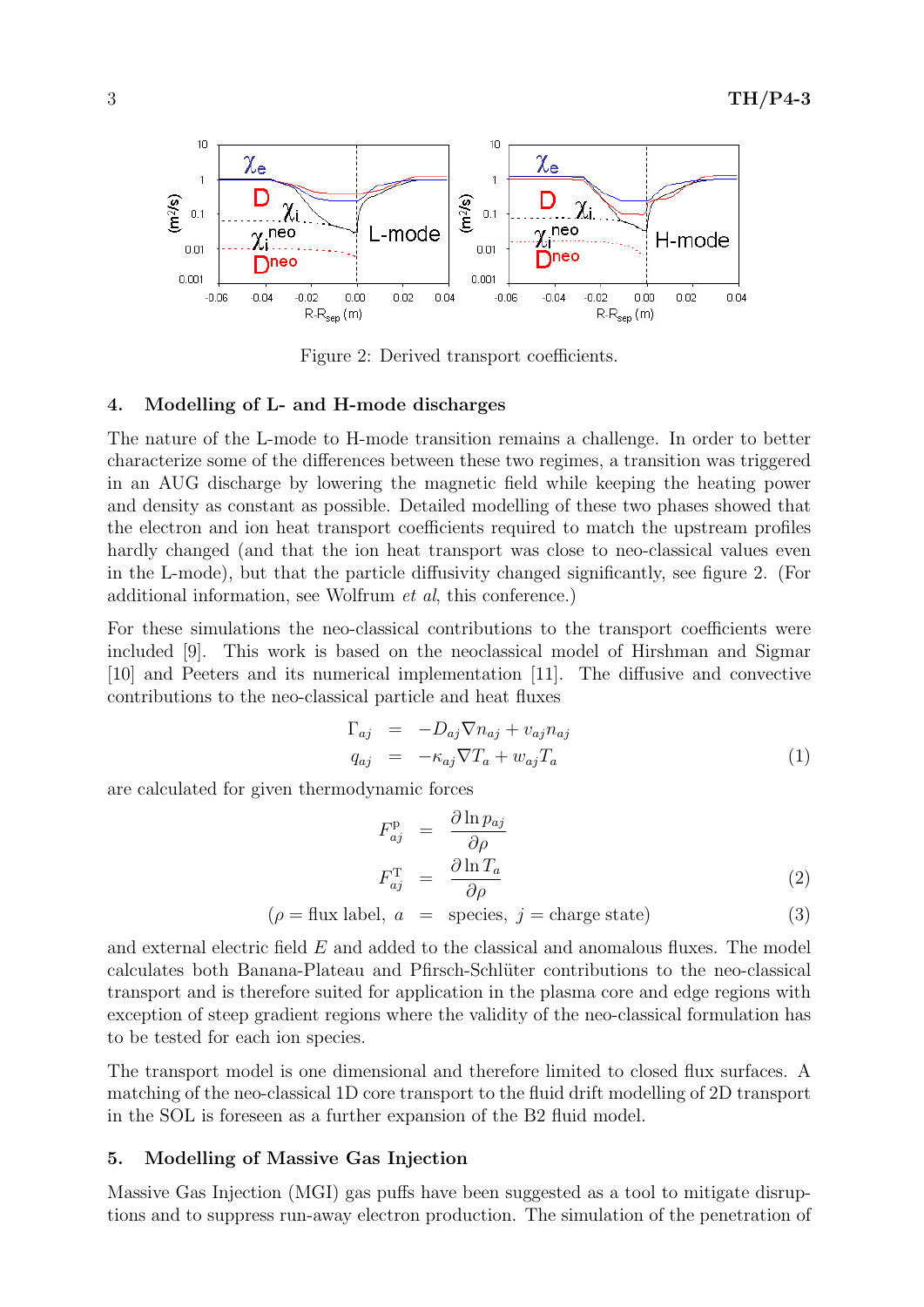Figure 2: Derived transport coefficients.

## 4. Modelling of L- and H-mode discharges

The nature of the L-mode to H-mode transition remains a challenge. In order to better characterize some of the differences between these two regimes, a transition was triggered in an AUG discharge by lowering the magnetic field while keeping the heating power and density as constant as possible. Detailed modelling of these two phases showed that the electron and ion heat transport coefficients required to match the upstream profiles hardly changed (and that the ion heat transport was close to neo-classical values even in the L-mode), but that the particle diffusivity changed significantly, see figure 2. (For additional information, see Wolfrum *et al*, this conference.)

For these simulations the neo-classical contributions to the transport coefficients were included [9]. This work is based on the neoclassical model of Hirshman and Sigmar [10] and Peeters and its numerical implementation [11]. The diffusive and convective contributions to the neo-classical particle and heat fluxes

$$
\begin{aligned}
\Gamma_{aj} &= -D_{aj}\nabla n_{aj} + v_{aj}n_{aj} \\
q_{aj} &= -\kappa_{aj}\nabla T_a + w_{aj}T_a
\end{aligned}
\tag{1}
$$

are calculated for given thermodynamic forces

$$
\begin{aligned}
F^{\mathrm{p}}_{aj} &= \frac{\partial \ln p_{aj}}{\partial \rho} \\
F^{\mathrm{T}}_{aj} &= \frac{\partial \ln T_a}{\partial \rho}
\end{aligned}
\tag{2}
$$

$$
(\rho = \text{flux label},\ a \ = \ \text{species},\ j = \text{charge state}) \tag{3}
$$

and external electric field $E$ and added to the classical and anomalous fluxes. The model calculates both Banana-Plateau and Pfirsch-Schlüter contributions to the neo-classical transport and is therefore suited for application in the plasma core and edge regions with exception of steep gradient regions where the validity of the neo-classical formulation has to be tested for each ion species.

The transport model is one dimensional and therefore limited to closed flux surfaces. A matching of the neo-classical 1D core transport to the fluid drift modelling of 2D transport in the SOL is foreseen as a further expansion of the B2 fluid model.

## 5. Modelling of Massive Gas Injection

Massive Gas Injection (MGI) gas puffs have been suggested as a tool to mitigate disruptions and to suppress run-away electron production. The simulation of the penetration of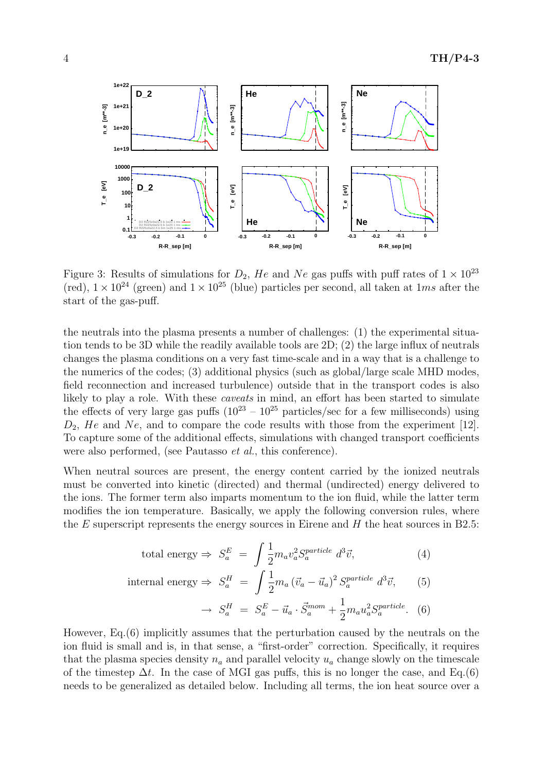Figure 3: Results of simulations for $D_2$, $He$ and $Ne$ gas puffs with puff rates of $1 \times 10^{23}$ (red), $1 \times 10^{24}$ (green) and $1 \times 10^{25}$ (blue) particles per second, all taken at $1ms$ after the start of the gas-puff.

the neutrals into the plasma presents a number of challenges: (1) the experimental situation tends to be 3D while the readily available tools are 2D; (2) the large influx of neutrals changes the plasma conditions on a very fast time-scale and in a way that is a challenge to the numerics of the codes; (3) additional physics (such as global/large scale MHD modes, field reconnection and increased turbulence) outside that in the transport codes is also likely to play a role. With these *caveats* in mind, an effort has been started to simulate the effects of very large gas puffs ($10^{23}$ – $10^{25}$ particles/sec for a few milliseconds) using $D_2$, $He$ and $Ne$, and to compare the code results with those from the experiment [12]. To capture some of the additional effects, simulations with changed transport coefficients were also performed, (see Pautasso *et al.*, this conference).

When neutral sources are present, the energy content carried by the ionized neutrals must be converted into kinetic (directed) and thermal (undirected) energy delivered to the ions. The former term also imparts momentum to the ion fluid, while the latter term modifies the ion temperature. Basically, we apply the following conversion rules, where the $E$ superscript represents the energy sources in Eirene and $H$ the heat sources in B2.5:

$$\text{total energy} \Rightarrow \; S_a^E \; = \; \int \frac{1}{2} m_a v_a^2 S_a^{particle} \; d^3\vec{v}, \tag{4}$$

$$\text{internal energy} \Rightarrow \; S_a^H \; = \; \int \frac{1}{2} m_a \left(\vec{v}_a - \vec{u}_a\right)^2 S_a^{particle} \; d^3\vec{v}, \tag{5}$$

$$\rightarrow \; S_a^H \; = \; S_a^E - \vec{u}_a \cdot \vec{S}_a^{mom} + \frac{1}{2} m_a u_a^2 S_a^{particle}. \tag{6}$$

However, Eq.(6) implicitly assumes that the perturbation caused by the neutrals on the ion fluid is small and is, in that sense, a "first-order" correction. Specifically, it requires that the plasma species density $n_a$ and parallel velocity $u_a$ change slowly on the timescale of the timestep $\Delta t$. In the case of MGI gas puffs, this is no longer the case, and Eq.(6) needs to be generalized as detailed below. Including all terms, the ion heat source over a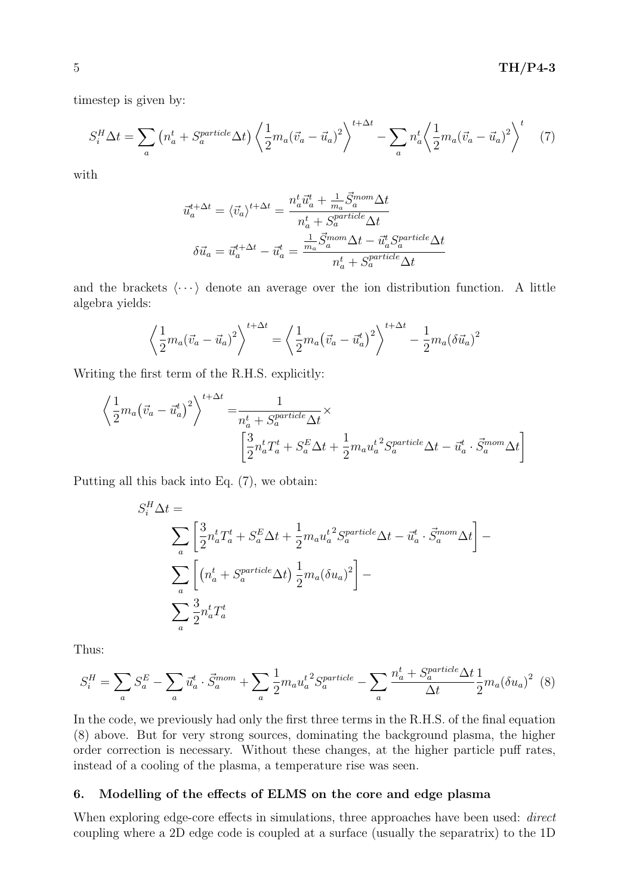timestep is given by:

$$S_i^H \Delta t = \sum_a \left(n_a^t + S_a^{particle}\Delta t\right) \left\langle \frac{1}{2} m_a (\vec{v}_a - \vec{u}_a)^2 \right\rangle^{t+\Delta t} - \sum_a n_a^t \left\langle \frac{1}{2} m_a (\vec{v}_a - \vec{u}_a)^2 \right\rangle^t \quad (7)$$

with

$$\vec{u}_a^{t+\Delta t} = \langle \vec{v}_a \rangle^{t+\Delta t} = \frac{n_a^t \vec{u}_a^t + \frac{1}{m_a} \vec{S}_a^{mom} \Delta t}{n_a^t + S_a^{particle} \Delta t}$$

$$\delta \vec{u}_a = \vec{u}_a^{t+\Delta t} - \vec{u}_a^t = \frac{\frac{1}{m_a} \vec{S}_a^{mom} \Delta t - \vec{u}_a^t S_a^{particle} \Delta t}{n_a^t + S_a^{particle} \Delta t}$$

and the brackets $\langle \cdots \rangle$ denote an average over the ion distribution function. A little algebra yields:

$$\left\langle \frac{1}{2} m_a (\vec{v}_a - \vec{u}_a)^2 \right\rangle^{t+\Delta t} = \left\langle \frac{1}{2} m_a \big(\vec{v}_a - \vec{u}_a^t\big)^2 \right\rangle^{t+\Delta t} - \frac{1}{2} m_a (\delta \vec{u}_a)^2$$

Writing the first term of the R.H.S. explicitly:

$$\left\langle \frac{1}{2} m_a \big(\vec{v}_a - \vec{u}_a^t\big)^2 \right\rangle^{t+\Delta t} = \frac{1}{n_a^t + S_a^{particle} \Delta t} \times \left[ \frac{3}{2} n_a^t T_a^t + S_a^E \Delta t + \frac{1}{2} m_a {u_a^t}^2 S_a^{particle} \Delta t - \vec{u}_a^t \cdot \vec{S}_a^{mom} \Delta t \right]$$

Putting all this back into Eq. (7), we obtain:

$$S_i^H \Delta t = \sum_a \left[ \frac{3}{2} n_a^t T_a^t + S_a^E \Delta t + \frac{1}{2} m_a {u_a^t}^2 S_a^{particle} \Delta t - \vec{u}_a^t \cdot \vec{S}_a^{mom} \Delta t \right] - \sum_a \left[ \left(n_a^t + S_a^{particle} \Delta t\right) \frac{1}{2} m_a (\delta u_a)^2 \right] - \sum_a \frac{3}{2} n_a^t T_a^t$$

Thus:

$$S_i^H = \sum_a S_a^E - \sum_a \vec{u}_a^t \cdot \vec{S}_a^{mom} + \sum_a \frac{1}{2} m_a {u_a^t}^2 S_a^{particle} - \sum_a \frac{n_a^t + S_a^{particle} \Delta t}{\Delta t} \frac{1}{2} m_a (\delta u_a)^2 \quad (8)$$

In the code, we previously had only the first three terms in the R.H.S. of the final equation (8) above. But for very strong sources, dominating the background plasma, the higher order correction is necessary. Without these changes, at the higher particle puff rates, instead of a cooling of the plasma, a temperature rise was seen.

## 6. Modelling of the effects of ELMS on the core and edge plasma

When exploring edge-core effects in simulations, three approaches have been used: *direct* coupling where a 2D edge code is coupled at a surface (usually the separatrix) to the 1D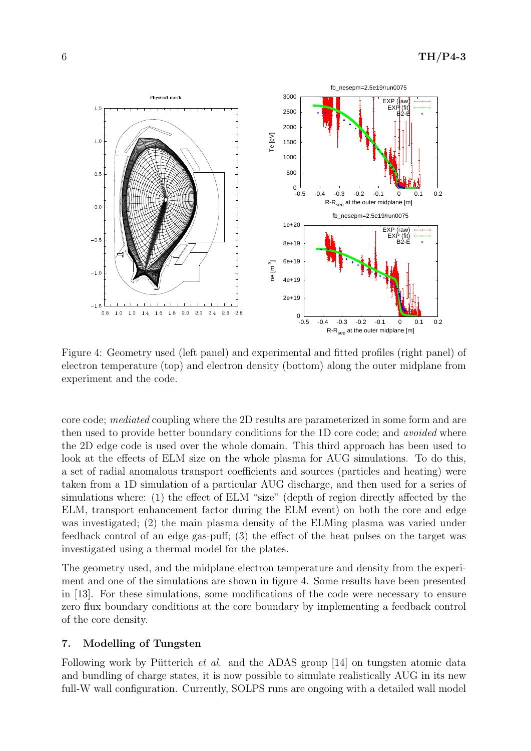Figure 4: Geometry used (left panel) and experimental and fitted profiles (right panel) of electron temperature (top) and electron density (bottom) along the outer midplane from experiment and the code.

core code; *mediated* coupling where the 2D results are parameterized in some form and are then used to provide better boundary conditions for the 1D core code; and *avoided* where the 2D edge code is used over the whole domain. This third approach has been used to look at the effects of ELM size on the whole plasma for AUG simulations. To do this, a set of radial anomalous transport coefficients and sources (particles and heating) were taken from a 1D simulation of a particular AUG discharge, and then used for a series of simulations where: (1) the effect of ELM "size" (depth of region directly affected by the ELM, transport enhancement factor during the ELM event) on both the core and edge was investigated; (2) the main plasma density of the ELMing plasma was varied under feedback control of an edge gas-puff; (3) the effect of the heat pulses on the target was investigated using a thermal model for the plates.

The geometry used, and the midplane electron temperature and density from the experiment and one of the simulations are shown in figure 4. Some results have been presented in [13]. For these simulations, some modifications of the code were necessary to ensure zero flux boundary conditions at the core boundary by implementing a feedback control of the core density.

## 7. Modelling of Tungsten

Following work by Pütterich *et al.* and the ADAS group [14] on tungsten atomic data and bundling of charge states, it is now possible to simulate realistically AUG in its new full-W wall configuration. Currently, SOLPS runs are ongoing with a detailed wall model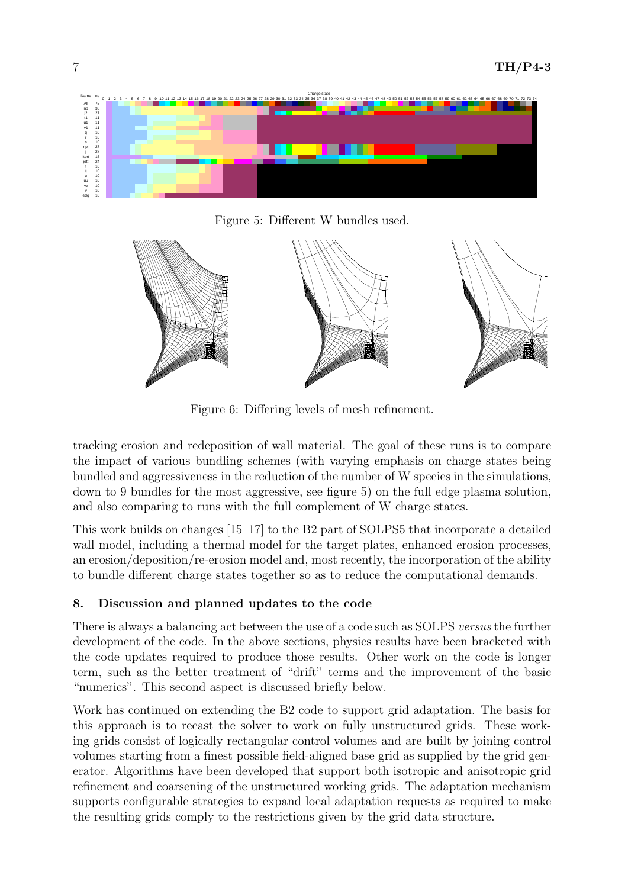Figure 5: Different W bundles used.

Figure 6: Differing levels of mesh refinement.

tracking erosion and redeposition of wall material. The goal of these runs is to compare the impact of various bundling schemes (with varying emphasis on charge states being bundled and aggressiveness in the reduction of the number of W species in the simulations, down to 9 bundles for the most aggressive, see figure 5) on the full edge plasma solution, and also comparing to runs with the full complement of W charge states.

This work builds on changes [15–17] to the B2 part of SOLPS5 that incorporate a detailed wall model, including a thermal model for the target plates, enhanced erosion processes, an erosion/deposition/re-erosion model and, most recently, the incorporation of the ability to bundle different charge states together so as to reduce the computational demands.

## 8. Discussion and planned updates to the code

There is always a balancing act between the use of a code such as SOLPS *versus* the further development of the code. In the above sections, physics results have been bracketed with the code updates required to produce those results. Other work on the code is longer term, such as the better treatment of "drift" terms and the improvement of the basic "numerics". This second aspect is discussed briefly below.

Work has continued on extending the B2 code to support grid adaptation. The basis for this approach is to recast the solver to work on fully unstructured grids. These working grids consist of logically rectangular control volumes and are built by joining control volumes starting from a finest possible field-aligned base grid as supplied by the grid generator. Algorithms have been developed that support both isotropic and anisotropic grid refinement and coarsening of the unstructured working grids. The adaptation mechanism supports configurable strategies to expand local adaptation requests as required to make the resulting grids comply to the restrictions given by the grid data structure.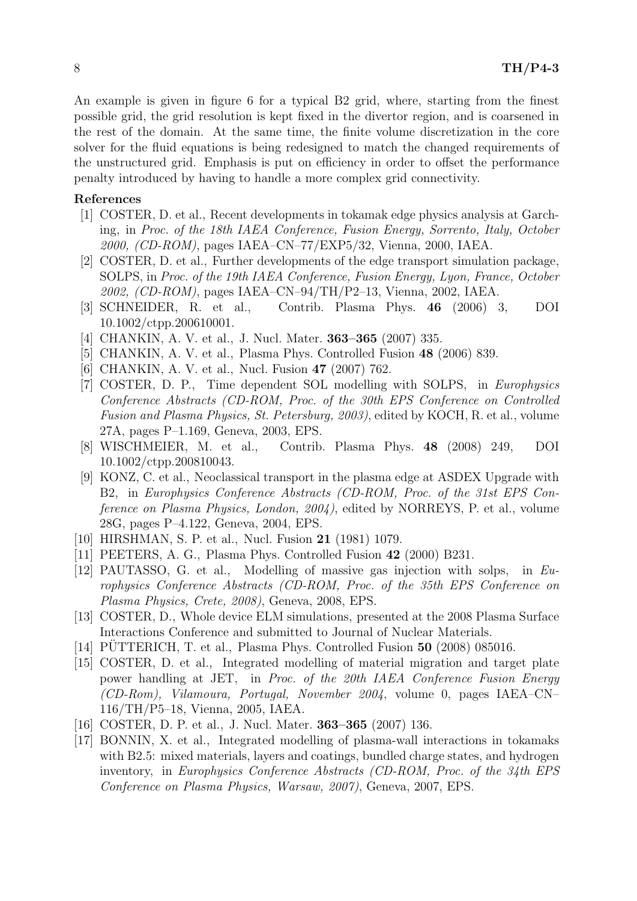An example is given in figure 6 for a typical B2 grid, where, starting from the finest possible grid, the grid resolution is kept fixed in the divertor region, and is coarsened in the rest of the domain. At the same time, the finite volume discretization in the core solver for the fluid equations is being redesigned to match the changed requirements of the unstructured grid. Emphasis is put on efficiency in order to offset the performance penalty introduced by having to handle a more complex grid connectivity.

## References

[1] COSTER, D. et al., Recent developments in tokamak edge physics analysis at Garching, in *Proc. of the 18th IAEA Conference, Fusion Energy, Sorrento, Italy, October 2000, (CD-ROM)*, pages IAEA–CN–77/EXP5/32, Vienna, 2000, IAEA.

[2] COSTER, D. et al., Further developments of the edge transport simulation package, SOLPS, in *Proc. of the 19th IAEA Conference, Fusion Energy, Lyon, France, October 2002, (CD-ROM)*, pages IAEA–CN–94/TH/P2–13, Vienna, 2002, IAEA.

[3] SCHNEIDER, R. et al., Contrib. Plasma Phys. **46** (2006) 3, DOI 10.1002/ctpp.200610001.

[4] CHANKIN, A. V. et al., J. Nucl. Mater. **363–365** (2007) 335.

[5] CHANKIN, A. V. et al., Plasma Phys. Controlled Fusion **48** (2006) 839.

[6] CHANKIN, A. V. et al., Nucl. Fusion **47** (2007) 762.

[7] COSTER, D. P., Time dependent SOL modelling with SOLPS, in *Europhysics Conference Abstracts (CD-ROM, Proc. of the 30th EPS Conference on Controlled Fusion and Plasma Physics, St. Petersburg, 2003)*, edited by KOCH, R. et al., volume 27A, pages P–1.169, Geneva, 2003, EPS.

[8] WISCHMEIER, M. et al., Contrib. Plasma Phys. **48** (2008) 249, DOI 10.1002/ctpp.200810043.

[9] KONZ, C. et al., Neoclassical transport in the plasma edge at ASDEX Upgrade with B2, in *Europhysics Conference Abstracts (CD-ROM, Proc. of the 31st EPS Conference on Plasma Physics, London, 2004)*, edited by NORREYS, P. et al., volume 28G, pages P–4.122, Geneva, 2004, EPS.

[10] HIRSHMAN, S. P. et al., Nucl. Fusion **21** (1981) 1079.

[11] PEETERS, A. G., Plasma Phys. Controlled Fusion **42** (2000) B231.

[12] PAUTASSO, G. et al., Modelling of massive gas injection with solps, in *Europhysics Conference Abstracts (CD-ROM, Proc. of the 35th EPS Conference on Plasma Physics, Crete, 2008)*, Geneva, 2008, EPS.

[13] COSTER, D., Whole device ELM simulations, presented at the 2008 Plasma Surface Interactions Conference and submitted to Journal of Nuclear Materials.

[14] PÜTTERICH, T. et al., Plasma Phys. Controlled Fusion **50** (2008) 085016.

[15] COSTER, D. et al., Integrated modelling of material migration and target plate power handling at JET, in *Proc. of the 20th IAEA Conference Fusion Energy (CD-Rom), Vilamoura, Portugal, November 2004*, volume 0, pages IAEA–CN–116/TH/P5–18, Vienna, 2005, IAEA.

[16] COSTER, D. P. et al., J. Nucl. Mater. **363–365** (2007) 136.

[17] BONNIN, X. et al., Integrated modelling of plasma-wall interactions in tokamaks with B2.5: mixed materials, layers and coatings, bundled charge states, and hydrogen inventory, in *Europhysics Conference Abstracts (CD-ROM, Proc. of the 34th EPS Conference on Plasma Physics, Warsaw, 2007)*, Geneva, 2007, EPS.